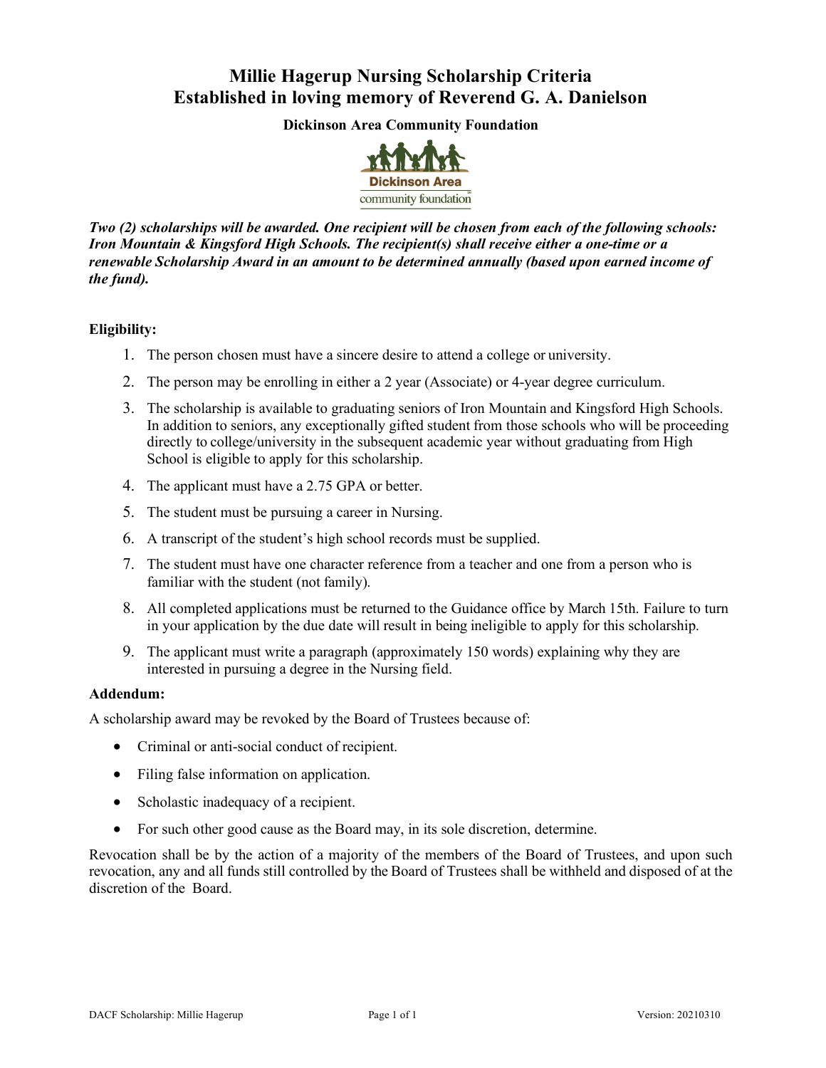# Millie Hagerup Nursing Scholarship Criteria
# Established in loving memory of Reverend G. A. Danielson

**Dickinson Area Community Foundation**

***Two (2) scholarships will be awarded. One recipient will be chosen from each of the following schools: Iron Mountain & Kingsford High Schools. The recipient(s) shall receive either a one-time or a renewable Scholarship Award in an amount to be determined annually (based upon earned income of the fund).***

**Eligibility:**

1. The person chosen must have a sincere desire to attend a college or university.
2. The person may be enrolling in either a 2 year (Associate) or 4-year degree curriculum.
3. The scholarship is available to graduating seniors of Iron Mountain and Kingsford High Schools. In addition to seniors, any exceptionally gifted student from those schools who will be proceeding directly to college/university in the subsequent academic year without graduating from High School is eligible to apply for this scholarship.
4. The applicant must have a 2.75 GPA or better.
5. The student must be pursuing a career in Nursing.
6. A transcript of the student's high school records must be supplied.
7. The student must have one character reference from a teacher and one from a person who is familiar with the student (not family).
8. All completed applications must be returned to the Guidance office by March 15th. Failure to turn in your application by the due date will result in being ineligible to apply for this scholarship.
9. The applicant must write a paragraph (approximately 150 words) explaining why they are interested in pursuing a degree in the Nursing field.

**Addendum:**

A scholarship award may be revoked by the Board of Trustees because of:

- Criminal or anti-social conduct of recipient.
- Filing false information on application.
- Scholastic inadequacy of a recipient.
- For such other good cause as the Board may, in its sole discretion, determine.

Revocation shall be by the action of a majority of the members of the Board of Trustees, and upon such revocation, any and all funds still controlled by the Board of Trustees shall be withheld and disposed of at the discretion of the Board.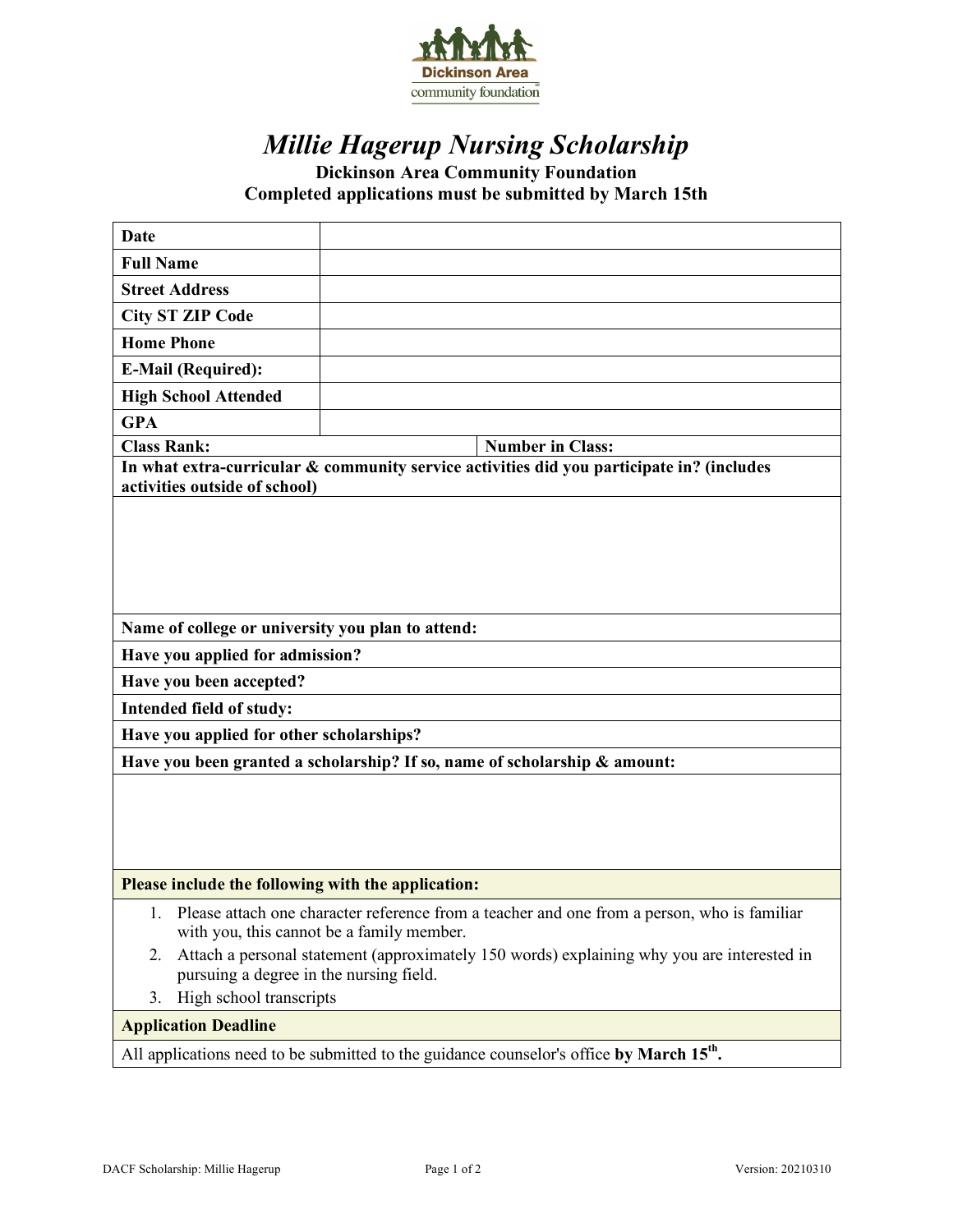Dickinson Area community foundation

# *Millie Hagerup Nursing Scholarship*

**Dickinson Area Community Foundation**
**Completed applications must be submitted by March 15th**

| | | |
|---|---|---|
| **Date** | | |
| **Full Name** | | |
| **Street Address** | | |
| **City ST ZIP Code** | | |
| **Home Phone** | | |
| **E-Mail (Required):** | | |
| **High School Attended** | | |
| **GPA** | | |
| **Class Rank:** | | **Number in Class:** |

**In what extra-curricular & community service activities did you participate in? (includes activities outside of school)**

**Name of college or university you plan to attend:**

**Have you applied for admission?**

**Have you been accepted?**

**Intended field of study:**

**Have you applied for other scholarships?**

**Have you been granted a scholarship? If so, name of scholarship & amount:**

**Please include the following with the application:**

1. Please attach one character reference from a teacher and one from a person, who is familiar with you, this cannot be a family member.
2. Attach a personal statement (approximately 150 words) explaining why you are interested in pursuing a degree in the nursing field.
3. High school transcripts

**Application Deadline**

All applications need to be submitted to the guidance counselor's office **by March 15th.**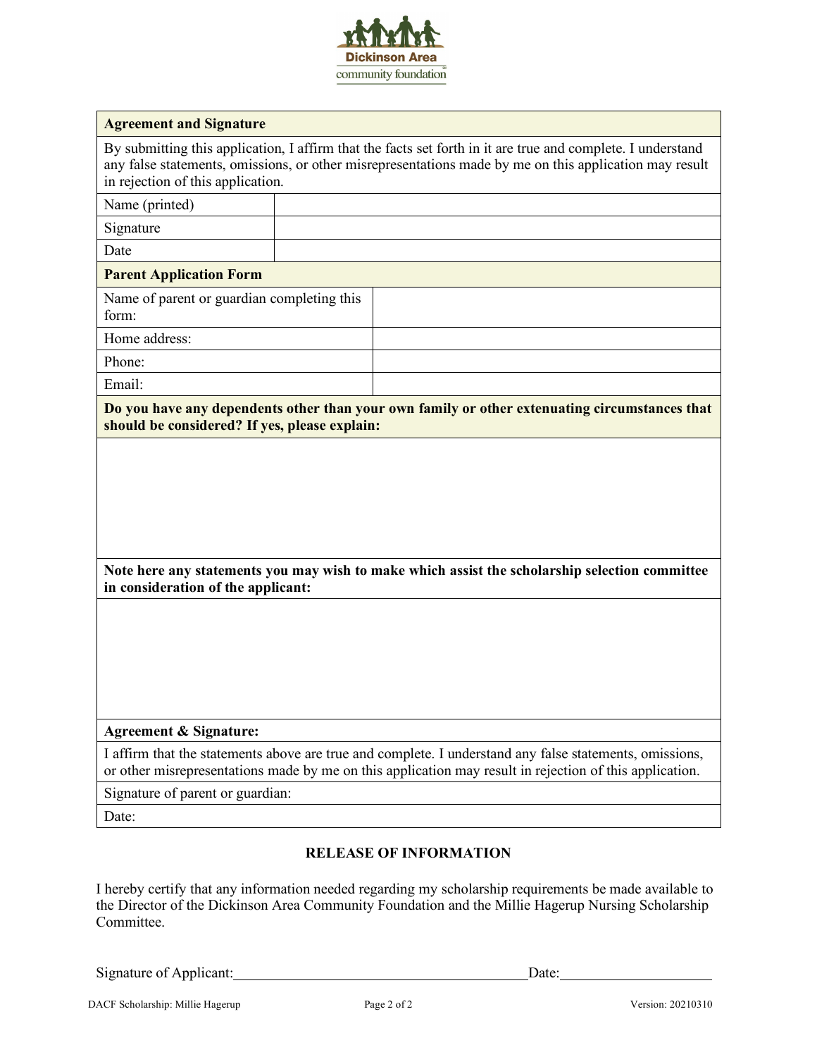Dickinson Area community foundation

| Agreement and Signature | |
|---|---|
| By submitting this application, I affirm that the facts set forth in it are true and complete. I understand any false statements, omissions, or other misrepresentations made by me on this application may result in rejection of this application. | |
| Name (printed) | |
| Signature | |
| Date | |

| Parent Application Form | |
|---|---|
| Name of parent or guardian completing this form: | |
| Home address: | |
| Phone: | |
| Email: | |

| **Do you have any dependents other than your own family or other extenuating circumstances that should be considered? If yes, please explain:** |
|---|
| |

| **Note here any statements you may wish to make which assist the scholarship selection committee in consideration of the applicant:** |
|---|
| |

| **Agreement & Signature:** |
|---|
| I affirm that the statements above are true and complete. I understand any false statements, omissions, or other misrepresentations made by me on this application may result in rejection of this application. |
| Signature of parent or guardian: |
| Date: |

## RELEASE OF INFORMATION

I hereby certify that any information needed regarding my scholarship requirements be made available to the Director of the Dickinson Area Community Foundation and the Millie Hagerup Nursing Scholarship Committee.

Signature of Applicant:________________________________________ Date:____________________